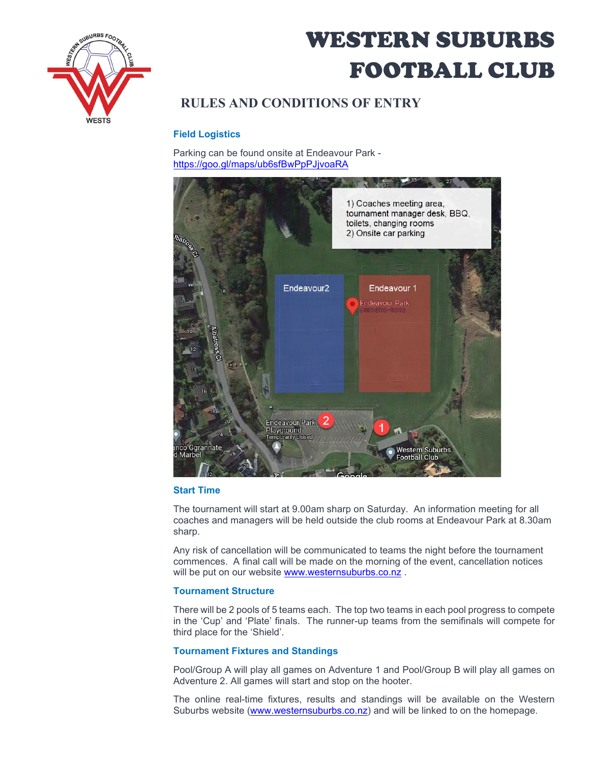# WESTERN SUBURBS FOOTBALL CLUB

## RULES AND CONDITIONS OF ENTRY

### Field Logistics

Parking can be found onsite at Endeavour Park - https://goo.gl/maps/ub6sfBwPpPJjvoaRA

### Start Time

The tournament will start at 9.00am sharp on Saturday. An information meeting for all coaches and managers will be held outside the club rooms at Endeavour Park at 8.30am sharp.

Any risk of cancellation will be communicated to teams the night before the tournament commences. A final call will be made on the morning of the event, cancellation notices will be put on our website www.westernsuburbs.co.nz .

### Tournament Structure

There will be 2 pools of 5 teams each. The top two teams in each pool progress to compete in the 'Cup' and 'Plate' finals. The runner-up teams from the semifinals will compete for third place for the 'Shield'.

### Tournament Fixtures and Standings

Pool/Group A will play all games on Adventure 1 and Pool/Group B will play all games on Adventure 2. All games will start and stop on the hooter.

The online real-time fixtures, results and standings will be available on the Western Suburbs website (www.westernsuburbs.co.nz) and will be linked to on the homepage.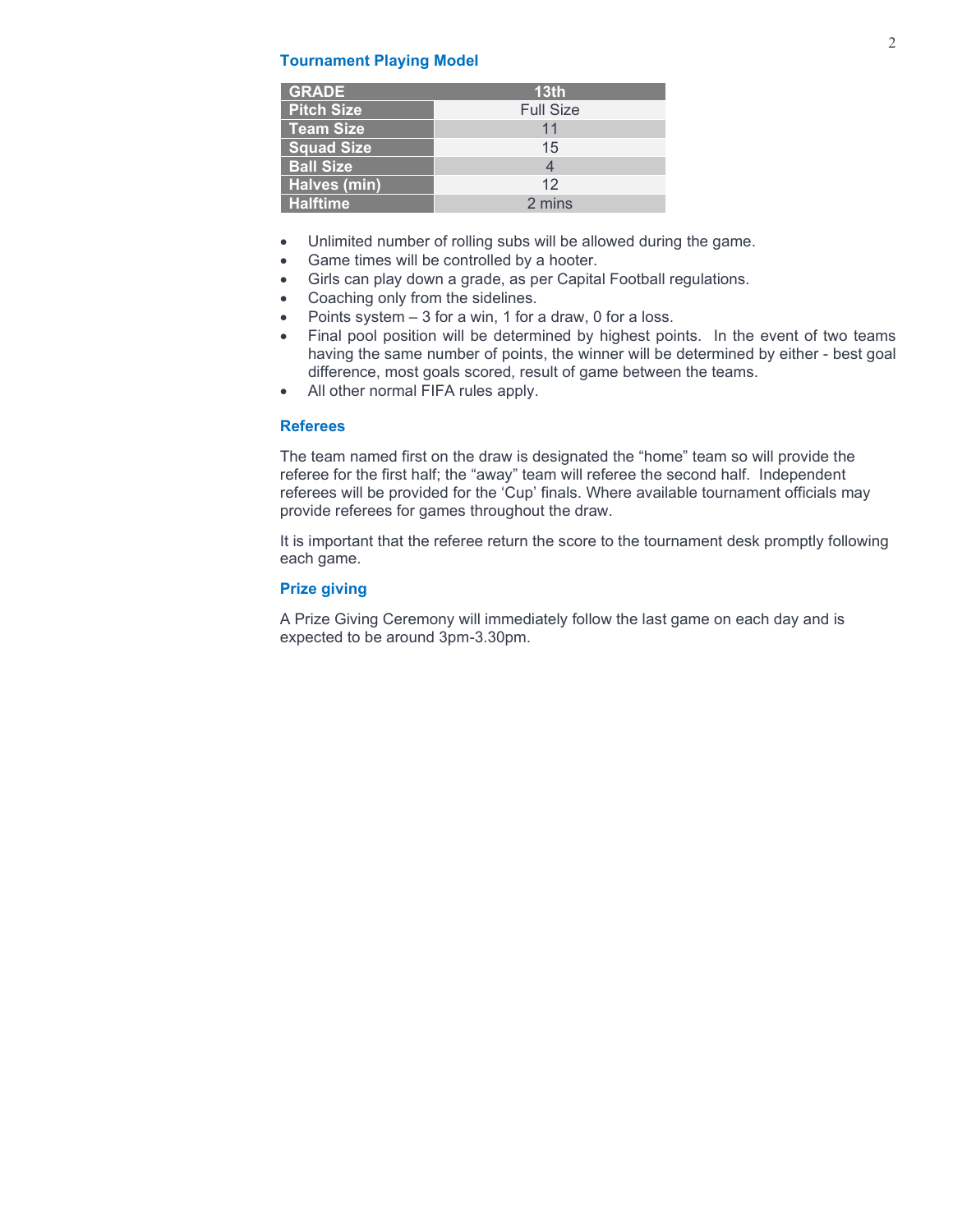## Tournament Playing Model

| GRADE | 13th |
| --- | --- |
| Pitch Size | Full Size |
| Team Size | 11 |
| Squad Size | 15 |
| Ball Size | 4 |
| Halves (min) | 12 |
| Halftime | 2 mins |

- Unlimited number of rolling subs will be allowed during the game.
- Game times will be controlled by a hooter.
- Girls can play down a grade, as per Capital Football regulations.
- Coaching only from the sidelines.
- Points system – 3 for a win, 1 for a draw, 0 for a loss.
- Final pool position will be determined by highest points. In the event of two teams having the same number of points, the winner will be determined by either - best goal difference, most goals scored, result of game between the teams.
- All other normal FIFA rules apply.

## Referees

The team named first on the draw is designated the "home" team so will provide the referee for the first half; the "away" team will referee the second half. Independent referees will be provided for the 'Cup' finals. Where available tournament officials may provide referees for games throughout the draw.

It is important that the referee return the score to the tournament desk promptly following each game.

## Prize giving

A Prize Giving Ceremony will immediately follow the last game on each day and is expected to be around 3pm-3.30pm.